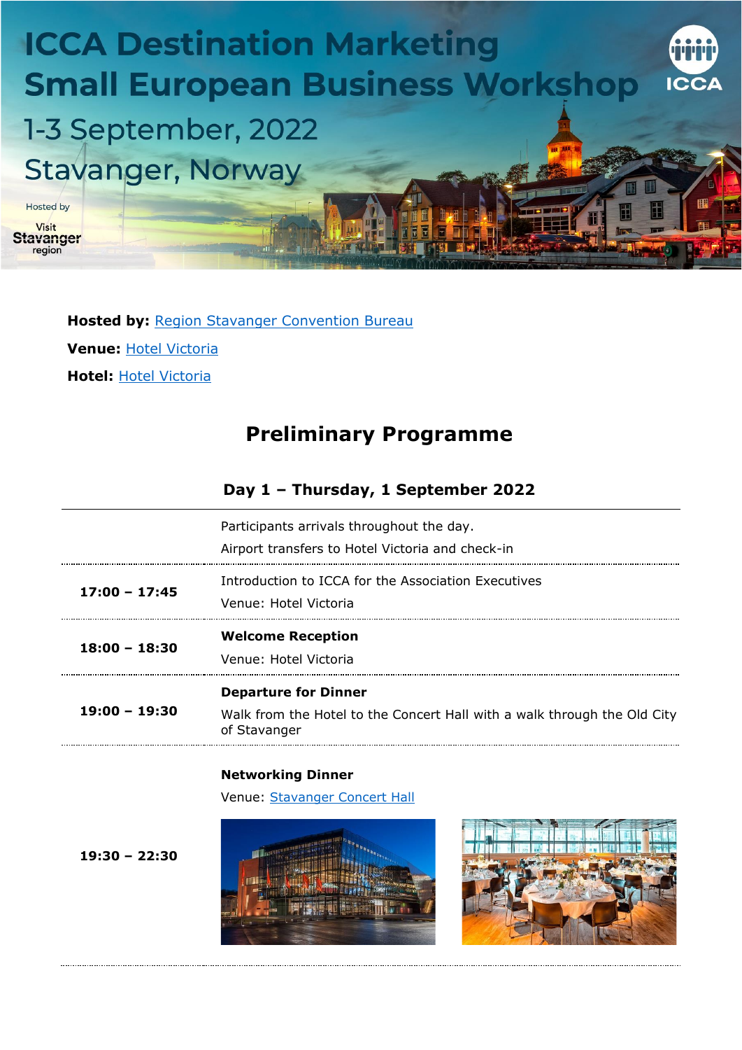# ICCA Destination Marketing Small European Business Workshop

## 1-3 September, 2022

## Stavanger, Norway

Hosted by Visit Stavanger region

**Hosted by:** Region Stavanger Convention Bureau

**Venue:** Hotel Victoria

**Hotel:** Hotel Victoria

## Preliminary Programme

### Day 1 – Thursday, 1 September 2022

| | |
|---|---|
| | Participants arrivals throughout the day.<br>Airport transfers to Hotel Victoria and check-in |
| **17:00 – 17:45** | Introduction to ICCA for the Association Executives<br>Venue: Hotel Victoria |
| **18:00 – 18:30** | **Welcome Reception**<br>Venue: Hotel Victoria |
| **19:00 – 19:30** | **Departure for Dinner**<br>Walk from the Hotel to the Concert Hall with a walk through the Old City of Stavanger |
| **19:30 – 22:30** | **Networking Dinner**<br>Venue: Stavanger Concert Hall |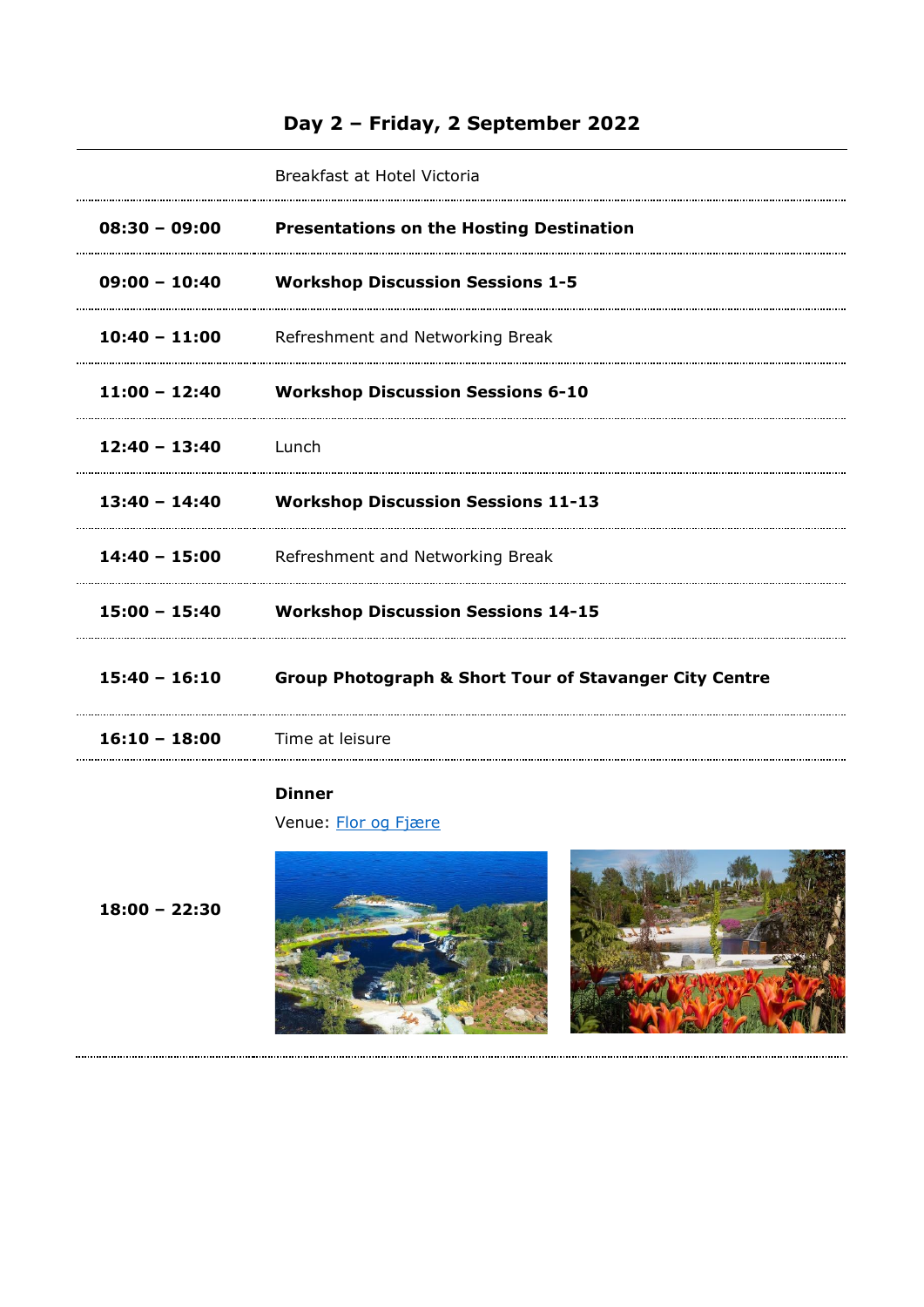## Day 2 – Friday, 2 September 2022

| | |
|---|---|
| | Breakfast at Hotel Victoria |
| **08:30 – 09:00** | **Presentations on the Hosting Destination** |
| **09:00 – 10:40** | **Workshop Discussion Sessions 1-5** |
| **10:40 – 11:00** | Refreshment and Networking Break |
| **11:00 – 12:40** | **Workshop Discussion Sessions 6-10** |
| **12:40 – 13:40** | Lunch |
| **13:40 – 14:40** | **Workshop Discussion Sessions 11-13** |
| **14:40 – 15:00** | Refreshment and Networking Break |
| **15:00 – 15:40** | **Workshop Discussion Sessions 14-15** |
| **15:40 – 16:10** | **Group Photograph & Short Tour of Stavanger City Centre** |
| **16:10 – 18:00** | Time at leisure |
| **18:00 – 22:30** | **Dinner** Venue: Flor og Fjære |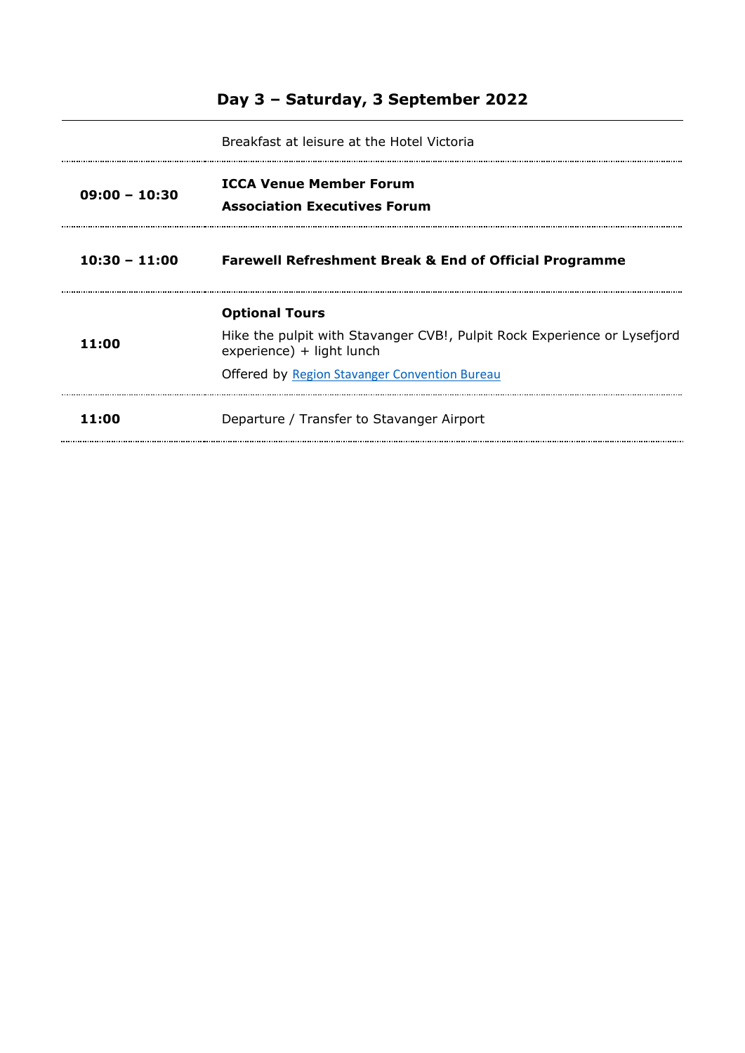## Day 3 – Saturday, 3 September 2022

| | |
|---|---|
| | Breakfast at leisure at the Hotel Victoria |
| **09:00 – 10:30** | **ICCA Venue Member Forum**<br>**Association Executives Forum** |
| **10:30 – 11:00** | **Farewell Refreshment Break & End of Official Programme** |
| **11:00** | **Optional Tours**<br>Hike the pulpit with Stavanger CVB!, Pulpit Rock Experience or Lysefjord experience) + light lunch<br>Offered by Region Stavanger Convention Bureau |
| **11:00** | Departure / Transfer to Stavanger Airport |